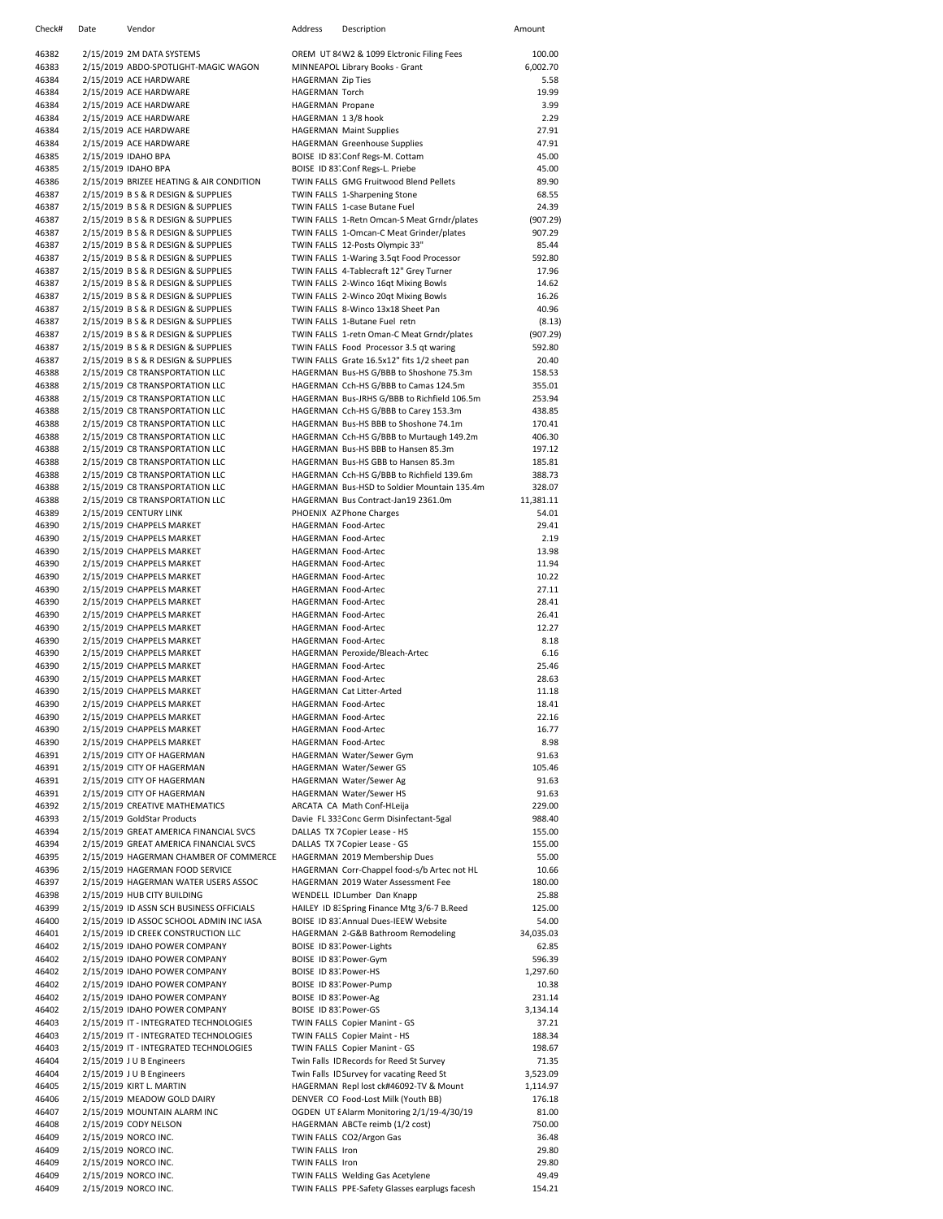| Check# | Date | Vendor | Address | Description | Amount |
|---|---|---|---|---|---|
| 46382 | 2/15/2019 | 2M DATA SYSTEMS | OREM UT 84 | W2 & 1099 Elctronic Filing Fees | 100.00 |
| 46383 | 2/15/2019 | ABDO-SPOTLIGHT-MAGIC WAGON | MINNEAPOL | Library Books - Grant | 6,002.70 |
| 46384 | 2/15/2019 | ACE HARDWARE | HAGERMAN | Zip Ties | 5.58 |
| 46384 | 2/15/2019 | ACE HARDWARE | HAGERMAN | Torch | 19.99 |
| 46384 | 2/15/2019 | ACE HARDWARE | HAGERMAN | Propane | 3.99 |
| 46384 | 2/15/2019 | ACE HARDWARE | HAGERMAN | 1 3/8 hook | 2.29 |
| 46384 | 2/15/2019 | ACE HARDWARE | HAGERMAN | Maint Supplies | 27.91 |
| 46384 | 2/15/2019 | ACE HARDWARE | HAGERMAN | Greenhouse Supplies | 47.91 |
| 46385 | 2/15/2019 | IDAHO BPA | BOISE ID 83 | Conf Regs-M. Cottam | 45.00 |
| 46385 | 2/15/2019 | IDAHO BPA | BOISE ID 83 | Conf Regs-L. Priebe | 45.00 |
| 46386 | 2/15/2019 | BRIZEE HEATING & AIR CONDITION | TWIN FALLS | GMG Fruitwood Blend Pellets | 89.90 |
| 46387 | 2/15/2019 | B S & R DESIGN & SUPPLIES | TWIN FALLS | 1-Sharpening Stone | 68.55 |
| 46387 | 2/15/2019 | B S & R DESIGN & SUPPLIES | TWIN FALLS | 1-case Butane Fuel | 24.39 |
| 46387 | 2/15/2019 | B S & R DESIGN & SUPPLIES | TWIN FALLS | 1-Retn Omcan-S Meat Grndr/plates | (907.29) |
| 46387 | 2/15/2019 | B S & R DESIGN & SUPPLIES | TWIN FALLS | 1-Omcan-C Meat Grinder/plates | 907.29 |
| 46387 | 2/15/2019 | B S & R DESIGN & SUPPLIES | TWIN FALLS | 12-Posts Olympic 33" | 85.44 |
| 46387 | 2/15/2019 | B S & R DESIGN & SUPPLIES | TWIN FALLS | 1-Waring 3.5qt Food Processor | 592.80 |
| 46387 | 2/15/2019 | B S & R DESIGN & SUPPLIES | TWIN FALLS | 4-Tablecraft 12" Grey Turner | 17.96 |
| 46387 | 2/15/2019 | B S & R DESIGN & SUPPLIES | TWIN FALLS | 2-Winco 16qt Mixing Bowls | 14.62 |
| 46387 | 2/15/2019 | B S & R DESIGN & SUPPLIES | TWIN FALLS | 2-Winco 20qt Mixing Bowls | 16.26 |
| 46387 | 2/15/2019 | B S & R DESIGN & SUPPLIES | TWIN FALLS | 8-Winco 13x18 Sheet Pan | 40.96 |
| 46387 | 2/15/2019 | B S & R DESIGN & SUPPLIES | TWIN FALLS | 1-Butane Fuel retn | (8.13) |
| 46387 | 2/15/2019 | B S & R DESIGN & SUPPLIES | TWIN FALLS | 1-retn Oman-C Meat Grndr/plates | (907.29) |
| 46387 | 2/15/2019 | B S & R DESIGN & SUPPLIES | TWIN FALLS | Food Processor 3.5 qt waring | 592.80 |
| 46387 | 2/15/2019 | B S & R DESIGN & SUPPLIES | TWIN FALLS | Grate 16.5x12" fits 1/2 sheet pan | 20.40 |
| 46388 | 2/15/2019 | C8 TRANSPORTATION LLC | HAGERMAN | Bus-HS G/BBB to Shoshone 75.3m | 158.53 |
| 46388 | 2/15/2019 | C8 TRANSPORTATION LLC | HAGERMAN | Cch-HS G/BBB to Camas 124.5m | 355.01 |
| 46388 | 2/15/2019 | C8 TRANSPORTATION LLC | HAGERMAN | Bus-JRHS G/BBB to Richfield 106.5m | 253.94 |
| 46388 | 2/15/2019 | C8 TRANSPORTATION LLC | HAGERMAN | Cch-HS G/BBB to Carey 153.3m | 438.85 |
| 46388 | 2/15/2019 | C8 TRANSPORTATION LLC | HAGERMAN | Bus-HS BBB to Shoshone 74.1m | 170.41 |
| 46388 | 2/15/2019 | C8 TRANSPORTATION LLC | HAGERMAN | Cch-HS G/BBB to Murtaugh 149.2m | 406.30 |
| 46388 | 2/15/2019 | C8 TRANSPORTATION LLC | HAGERMAN | Bus-HS BBB to Hansen 85.3m | 197.12 |
| 46388 | 2/15/2019 | C8 TRANSPORTATION LLC | HAGERMAN | Bus-HS GBB to Hansen 85.3m | 185.81 |
| 46388 | 2/15/2019 | C8 TRANSPORTATION LLC | HAGERMAN | Cch-HS G/BBB to Richfield 139.6m | 388.73 |
| 46388 | 2/15/2019 | C8 TRANSPORTATION LLC | HAGERMAN | Bus-HSD to Soldier Mountain 135.4m | 328.07 |
| 46388 | 2/15/2019 | C8 TRANSPORTATION LLC | HAGERMAN | Bus Contract-Jan19 2361.0m | 11,381.11 |
| 46389 | 2/15/2019 | CENTURY LINK | PHOENIX AZ | Phone Charges | 54.01 |
| 46390 | 2/15/2019 | CHAPPELS MARKET | HAGERMAN | Food-Artec | 29.41 |
| 46390 | 2/15/2019 | CHAPPELS MARKET | HAGERMAN | Food-Artec | 2.19 |
| 46390 | 2/15/2019 | CHAPPELS MARKET | HAGERMAN | Food-Artec | 13.98 |
| 46390 | 2/15/2019 | CHAPPELS MARKET | HAGERMAN | Food-Artec | 11.94 |
| 46390 | 2/15/2019 | CHAPPELS MARKET | HAGERMAN | Food-Artec | 10.22 |
| 46390 | 2/15/2019 | CHAPPELS MARKET | HAGERMAN | Food-Artec | 27.11 |
| 46390 | 2/15/2019 | CHAPPELS MARKET | HAGERMAN | Food-Artec | 28.41 |
| 46390 | 2/15/2019 | CHAPPELS MARKET | HAGERMAN | Food-Artec | 26.41 |
| 46390 | 2/15/2019 | CHAPPELS MARKET | HAGERMAN | Food-Artec | 12.27 |
| 46390 | 2/15/2019 | CHAPPELS MARKET | HAGERMAN | Food-Artec | 8.18 |
| 46390 | 2/15/2019 | CHAPPELS MARKET | HAGERMAN | Peroxide/Bleach-Artec | 6.16 |
| 46390 | 2/15/2019 | CHAPPELS MARKET | HAGERMAN | Food-Artec | 25.46 |
| 46390 | 2/15/2019 | CHAPPELS MARKET | HAGERMAN | Food-Artec | 28.63 |
| 46390 | 2/15/2019 | CHAPPELS MARKET | HAGERMAN | Cat Litter-Arted | 11.18 |
| 46390 | 2/15/2019 | CHAPPELS MARKET | HAGERMAN | Food-Artec | 18.41 |
| 46390 | 2/15/2019 | CHAPPELS MARKET | HAGERMAN | Food-Artec | 22.16 |
| 46390 | 2/15/2019 | CHAPPELS MARKET | HAGERMAN | Food-Artec | 16.77 |
| 46390 | 2/15/2019 | CHAPPELS MARKET | HAGERMAN | Food-Artec | 8.98 |
| 46391 | 2/15/2019 | CITY OF HAGERMAN | HAGERMAN | Water/Sewer Gym | 91.63 |
| 46391 | 2/15/2019 | CITY OF HAGERMAN | HAGERMAN | Water/Sewer GS | 105.46 |
| 46391 | 2/15/2019 | CITY OF HAGERMAN | HAGERMAN | Water/Sewer Ag | 91.63 |
| 46391 | 2/15/2019 | CITY OF HAGERMAN | HAGERMAN | Water/Sewer HS | 91.63 |
| 46392 | 2/15/2019 | CREATIVE MATHEMATICS | ARCATA CA | Math Conf-HLeija | 229.00 |
| 46393 | 2/15/2019 | GoldStar Products | Davie FL 333 | Conc Germ Disinfectant-5gal | 988.40 |
| 46394 | 2/15/2019 | GREAT AMERICA FINANCIAL SVCS | DALLAS TX 7 | Copier Lease - HS | 155.00 |
| 46394 | 2/15/2019 | GREAT AMERICA FINANCIAL SVCS | DALLAS TX 7 | Copier Lease - GS | 155.00 |
| 46395 | 2/15/2019 | HAGERMAN CHAMBER OF COMMERCE | HAGERMAN | 2019 Membership Dues | 55.00 |
| 46396 | 2/15/2019 | HAGERMAN FOOD SERVICE | HAGERMAN | Corr-Chappel food-s/b Artec not HL | 10.66 |
| 46397 | 2/15/2019 | HAGERMAN WATER USERS ASSOC | HAGERMAN | 2019 Water Assessment Fee | 180.00 |
| 46398 | 2/15/2019 | HUB CITY BUILDING | WENDELL ID | Lumber Dan Knapp | 25.88 |
| 46399 | 2/15/2019 | ID ASSN SCH BUSINESS OFFICIALS | HAILEY ID 8 | Spring Finance Mtg 3/6-7 B.Reed | 125.00 |
| 46400 | 2/15/2019 | ID ASSOC SCHOOL ADMIN INC IASA | BOISE ID 83 | Annual Dues-IEEW Website | 54.00 |
| 46401 | 2/15/2019 | ID CREEK CONSTRUCTION LLC | HAGERMAN | 2-G&B Bathroom Remodeling | 34,035.03 |
| 46402 | 2/15/2019 | IDAHO POWER COMPANY | BOISE ID 83 | Power-Lights | 62.85 |
| 46402 | 2/15/2019 | IDAHO POWER COMPANY | BOISE ID 83 | Power-Gym | 596.39 |
| 46402 | 2/15/2019 | IDAHO POWER COMPANY | BOISE ID 83 | Power-HS | 1,297.60 |
| 46402 | 2/15/2019 | IDAHO POWER COMPANY | BOISE ID 83 | Power-Pump | 10.38 |
| 46402 | 2/15/2019 | IDAHO POWER COMPANY | BOISE ID 83 | Power-Ag | 231.14 |
| 46402 | 2/15/2019 | IDAHO POWER COMPANY | BOISE ID 83 | Power-GS | 3,134.14 |
| 46403 | 2/15/2019 | IT - INTEGRATED TECHNOLOGIES | TWIN FALLS | Copier Manint - GS | 37.21 |
| 46403 | 2/15/2019 | IT - INTEGRATED TECHNOLOGIES | TWIN FALLS | Copier Maint - HS | 188.34 |
| 46403 | 2/15/2019 | IT - INTEGRATED TECHNOLOGIES | TWIN FALLS | Copier Manint - GS | 198.67 |
| 46404 | 2/15/2019 | J U B Engineers | Twin Falls ID | Records for Reed St Survey | 71.35 |
| 46404 | 2/15/2019 | J U B Engineers | Twin Falls ID | Survey for vacating Reed St | 3,523.09 |
| 46405 | 2/15/2019 | KIRT L. MARTIN | HAGERMAN | Repl lost ck#46092-TV & Mount | 1,114.97 |
| 46406 | 2/15/2019 | MEADOW GOLD DAIRY | DENVER CO | Food-Lost Milk (Youth BB) | 176.18 |
| 46407 | 2/15/2019 | MOUNTAIN ALARM INC | OGDEN UT 8 | Alarm Monitoring 2/1/19-4/30/19 | 81.00 |
| 46408 | 2/15/2019 | CODY NELSON | HAGERMAN | ABCTe reimb (1/2 cost) | 750.00 |
| 46409 | 2/15/2019 | NORCO INC. | TWIN FALLS | CO2/Argon Gas | 36.48 |
| 46409 | 2/15/2019 | NORCO INC. | TWIN FALLS | Iron | 29.80 |
| 46409 | 2/15/2019 | NORCO INC. | TWIN FALLS | Iron | 29.80 |
| 46409 | 2/15/2019 | NORCO INC. | TWIN FALLS | Welding Gas Acetylene | 49.49 |
| 46409 | 2/15/2019 | NORCO INC. | TWIN FALLS | PPE-Safety Glasses earplugs facesh | 154.21 |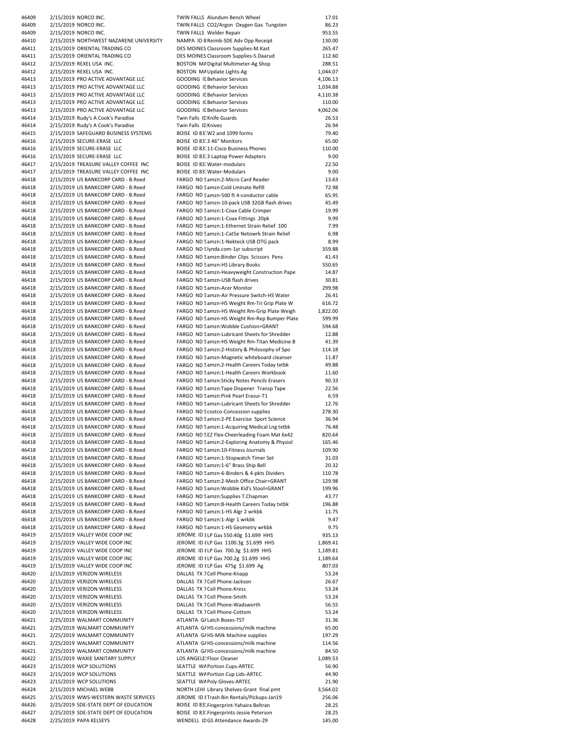| | | | | |
|---|---|---|---|---|
| 46409 | 2/15/2019 NORCO INC. | TWIN FALLS | Alundum Bench Wheel | 17.01 |
| 46409 | 2/15/2019 NORCO INC. | TWIN FALLS | CO2/Argon Oxygen Gas Tungsten | 86.23 |
| 46409 | 2/15/2019 NORCO INC. | TWIN FALLS | Welder Repair | 953.55 |
| 46410 | 2/15/2019 NORTHWEST NAZARENE UNIVERSITY | NAMPA ID 8 | Reimb-SDE Adv Opp Receipt | 130.00 |
| 46411 | 2/15/2019 ORIENTAL TRADING CO | DES MOINES | Classroom Supplies-M.Kast | 265.47 |
| 46411 | 2/15/2019 ORIENTAL TRADING CO | DES MOINES | Classroom Supplies-S.Daarud | 112.60 |
| 46412 | 2/15/2019 REXEL USA INC. | BOSTON MA | Digital Multimeter-Ag Shop | 288.51 |
| 46412 | 2/15/2019 REXEL USA INC. | BOSTON MA | Update Lights-Ag | 1,044.07 |
| 46413 | 2/15/2019 PRO ACTIVE ADVANTAGE LLC | GOODING ID | Behavior Services | 4,106.13 |
| 46413 | 2/15/2019 PRO ACTIVE ADVANTAGE LLC | GOODING ID | Behavior Services | 1,034.88 |
| 46413 | 2/15/2019 PRO ACTIVE ADVANTAGE LLC | GOODING ID | Behavior Services | 4,110.38 |
| 46413 | 2/15/2019 PRO ACTIVE ADVANTAGE LLC | GOODING ID | Behavior Services | 110.00 |
| 46413 | 2/15/2019 PRO ACTIVE ADVANTAGE LLC | GOODING ID | Behavior Services | 4,062.06 |
| 46414 | 2/15/2019 Rudy's A Cook's Paradise | Twin Falls ID | Knife Guards | 26.53 |
| 46414 | 2/15/2019 Rudy's A Cook's Paradise | Twin Falls ID | Knives | 26.94 |
| 46415 | 2/15/2019 SAFEGUARD BUSINESS SYSTEMS | BOISE ID 83 | W2 and 1099 forms | 79.40 |
| 46416 | 2/15/2019 SECURE-ERASE LLC | BOISE ID 83 | 3 46" Monitors | 65.00 |
| 46416 | 2/15/2019 SECURE-ERASE LLC | BOISE ID 83 | 11-Cisco Business Phones | 110.00 |
| 46416 | 2/15/2019 SECURE-ERASE LLC | BOISE ID 83 | 3 Laptop Power Adapters | 9.00 |
| 46417 | 2/15/2019 TREASURE VALLEY COFFEE INC | BOISE ID 83 | Water-modulars | 22.50 |
| 46417 | 2/15/2019 TREASURE VALLEY COFFEE INC | BOISE ID 83 | Water-Modulars | 9.00 |
| 46418 | 2/15/2019 US BANKCORP CARD - B.Reed | FARGO ND 5 | amzn:2-Micro Card Reader | 13.63 |
| 46418 | 2/15/2019 US BANKCORP CARD - B.Reed | FARGO ND 5 | amzn:Cold Lminate Refill | 72.98 |
| 46418 | 2/15/2019 US BANKCORP CARD - B.Reed | FARGO ND 5 | amzn-500 ft 4-conductor cable | 65.95 |
| 46418 | 2/15/2019 US BANKCORP CARD - B.Reed | FARGO ND 5 | amzn-10-pack USB 32GB flash drives | 45.49 |
| 46418 | 2/15/2019 US BANKCORP CARD - B.Reed | FARGO ND 5 | amzn:1-Coax Cable Crimper | 19.99 |
| 46418 | 2/15/2019 US BANKCORP CARD - B.Reed | FARGO ND 5 | amzn:1-Coax Fittings 20pk | 9.99 |
| 46418 | 2/15/2019 US BANKCORP CARD - B.Reed | FARGO ND 5 | amzn:1-Ethernet Strain Relief 100 | 7.99 |
| 46418 | 2/15/2019 US BANKCORP CARD - B.Reed | FARGO ND 5 | amzn:1-Cat5e Netowrk Strain Relief | 6.98 |
| 46418 | 2/15/2019 US BANKCORP CARD - B.Reed | FARGO ND 5 | amzn:1-Nekteck USB OTG pack | 8.99 |
| 46418 | 2/15/2019 US BANKCORP CARD - B.Reed | FARGO ND 5 | lynda.com-1yr subscript | 359.88 |
| 46418 | 2/15/2019 US BANKCORP CARD - B.Reed | FARGO ND 5 | amzn:Binder Clips Scissors Pens | 41.43 |
| 46418 | 2/15/2019 US BANKCORP CARD - B.Reed | FARGO ND 5 | amzn-HS Library Books | 550.65 |
| 46418 | 2/15/2019 US BANKCORP CARD - B.Reed | FARGO ND 5 | amzn-Heavyweight Construction Pape | 14.87 |
| 46418 | 2/15/2019 US BANKCORP CARD - B.Reed | FARGO ND 5 | amzn-USB flash drives | 30.81 |
| 46418 | 2/15/2019 US BANKCORP CARD - B.Reed | FARGO ND 5 | amzn-Acer Monitor | 299.98 |
| 46418 | 2/15/2019 US BANKCORP CARD - B.Reed | FARGO ND 5 | amzn-Air Pressure Switch-HS Water | 26.41 |
| 46418 | 2/15/2019 US BANKCORP CARD - B.Reed | FARGO ND 5 | amzn-HS Weight Rm-Tri Grip Plate W | 616.72 |
| 46418 | 2/15/2019 US BANKCORP CARD - B.Reed | FARGO ND 5 | amzn-HS Weight Rm-Grip Plate Weigh | 1,822.00 |
| 46418 | 2/15/2019 US BANKCORP CARD - B.Reed | FARGO ND 5 | amzn-HS Weight Rm-Rep Bumper Plate | 599.99 |
| 46418 | 2/15/2019 US BANKCORP CARD - B.Reed | FARGO ND 5 | amzn:Wobble Cushion=GRANT | 594.68 |
| 46418 | 2/15/2019 US BANKCORP CARD - B.Reed | FARGO ND 5 | amzn-Lubricant Sheets for Shredder | 12.88 |
| 46418 | 2/15/2019 US BANKCORP CARD - B.Reed | FARGO ND 5 | amzn-HS Weight Rm-Titan Medicine B | 41.39 |
| 46418 | 2/15/2019 US BANKCORP CARD - B.Reed | FARGO ND 5 | amzn:2-History & Philosophy of Spo | 114.18 |
| 46418 | 2/15/2019 US BANKCORP CARD - B.Reed | FARGO ND 5 | amzn-Magnetic whiteboard cleanser | 11.87 |
| 46418 | 2/15/2019 US BANKCORP CARD - B.Reed | FARGO ND 5 | amzn:2-Health Careers Today txtbk | 49.88 |
| 46418 | 2/15/2019 US BANKCORP CARD - B.Reed | FARGO ND 5 | amzn:1-Health Careers Workbook | 11.60 |
| 46418 | 2/15/2019 US BANKCORP CARD - B.Reed | FARGO ND 5 | amzn:Sticky Notes Pencils Erasers | 90.33 |
| 46418 | 2/15/2019 US BANKCORP CARD - B.Reed | FARGO ND 5 | amzn:Tape Dispener Transp Tape | 22.56 |
| 46418 | 2/15/2019 US BANKCORP CARD - B.Reed | FARGO ND 5 | amzn:Pink Pearl Erasur-T1 | 6.59 |
| 46418 | 2/15/2019 US BANKCORP CARD - B.Reed | FARGO ND 5 | amzn-Lubricant Sheets for Shredder | 12.76 |
| 46418 | 2/15/2019 US BANKCORP CARD - B.Reed | FARGO ND 5 | costco-Concession supplies | 278.30 |
| 46418 | 2/15/2019 US BANKCORP CARD - B.Reed | FARGO ND 5 | amzn:2-PE Exercise Sport Science | 36.94 |
| 46418 | 2/15/2019 US BANKCORP CARD - B.Reed | FARGO ND 5 | amzn:1-Acquiring Medical Lng txtbk | 76.48 |
| 46418 | 2/15/2019 US BANKCORP CARD - B.Reed | FARGO ND 5 | EZ Flex-Cheerleading Foam Mat 6x42 | 820.64 |
| 46418 | 2/15/2019 US BANKCORP CARD - B.Reed | FARGO ND 5 | amzn:2-Exploring Anatomy & Physiol | 165.46 |
| 46418 | 2/15/2019 US BANKCORP CARD - B.Reed | FARGO ND 5 | amzn:10-Fitness Journals | 109.90 |
| 46418 | 2/15/2019 US BANKCORP CARD - B.Reed | FARGO ND 5 | amzn:1-Stopwatch Timer Set | 31.03 |
| 46418 | 2/15/2019 US BANKCORP CARD - B.Reed | FARGO ND 5 | amzn:1-6" Brass Ship Bell | 20.32 |
| 46418 | 2/15/2019 US BANKCORP CARD - B.Reed | FARGO ND 5 | amzn-6-Binders & 4-pkts Dividers | 110.78 |
| 46418 | 2/15/2019 US BANKCORP CARD - B.Reed | FARGO ND 5 | amzn:2-Mesh Office Chair=GRANT | 129.98 |
| 46418 | 2/15/2019 US BANKCORP CARD - B.Reed | FARGO ND 5 | amzn:Wobble Kid's Stool=GRANT | 199.96 |
| 46418 | 2/15/2019 US BANKCORP CARD - B.Reed | FARGO ND 5 | amzn:Supplies T.Chapman | 43.77 |
| 46418 | 2/15/2019 US BANKCORP CARD - B.Reed | FARGO ND 5 | amzn:8-Health Careers Today txtbk | 196.88 |
| 46418 | 2/15/2019 US BANKCORP CARD - B.Reed | FARGO ND 5 | amzn:1-HS Algr 2 wrkbk | 11.75 |
| 46418 | 2/15/2019 US BANKCORP CARD - B.Reed | FARGO ND 5 | amzn:1-Algr 1 wrkbk | 9.47 |
| 46418 | 2/15/2019 US BANKCORP CARD - B.Reed | FARGO ND 5 | amzn:1-HS Geometry wrkbk | 9.75 |
| 46419 | 2/15/2019 VALLEY WIDE COOP INC | JEROME ID 8 | LP Gas 550.40g $1.699 HHS | 935.13 |
| 46419 | 2/15/2019 VALLEY WIDE COOP INC | JEROME ID 8 | LP Gas 1100.3g $1.699 HHS | 1,869.41 |
| 46419 | 2/15/2019 VALLEY WIDE COOP INC | JEROME ID 8 | LP Gas 700.3g $1.699 HHS | 1,189.81 |
| 46419 | 2/15/2019 VALLEY WIDE COOP INC | JEROME ID 8 | LP Gas 700.2g $1.699 HHS | 1,189.64 |
| 46419 | 2/15/2019 VALLEY WIDE COOP INC | JEROME ID 8 | LP Gas 475g $1.699 Ag | 807.03 |
| 46420 | 2/15/2019 VERIZON WIRELESS | DALLAS TX 7 | Cell Phone-Knapp | 53.24 |
| 46420 | 2/15/2019 VERIZON WIRELESS | DALLAS TX 7 | Cell Phone-Jackson | 26.67 |
| 46420 | 2/15/2019 VERIZON WIRELESS | DALLAS TX 7 | Cell Phone-Kress | 53.24 |
| 46420 | 2/15/2019 VERIZON WIRELESS | DALLAS TX 7 | Cell Phone-Smith | 53.24 |
| 46420 | 2/15/2019 VERIZON WIRELESS | DALLAS TX 7 | Cell Phone-Wadsworth | 56.55 |
| 46420 | 2/15/2019 VERIZON WIRELESS | DALLAS TX 7 | Cell Phone-Cottom | 53.24 |
| 46421 | 2/25/2019 WALMART COMMUNITY | ATLANTA GA | Latch Boxes-TST | 31.36 |
| 46421 | 2/25/2019 WALMART COMMUNITY | ATLANTA GA | HS-concessions/milk machine | 65.00 |
| 46421 | 2/25/2019 WALMART COMMUNITY | ATLANTA GA | HS-Milk Machine supplies | 197.29 |
| 46421 | 2/25/2019 WALMART COMMUNITY | ATLANTA GA | HS-concessions/milk machine | 114.56 |
| 46421 | 2/25/2019 WALMART COMMUNITY | ATLANTA GA | HS-concessions/milk machine | 84.50 |
| 46422 | 2/15/2019 WAXIE SANITARY SUPPLY | LOS ANGELES | Floor Cleaner | 1,089.53 |
| 46423 | 2/15/2019 WCP SOLUTIONS | SEATTLE WA | Portion Cups-ARTEC | 56.90 |
| 46423 | 2/15/2019 WCP SOLUTIONS | SEATTLE WA | Portion Cup Lids-ARTEC | 44.90 |
| 46423 | 2/15/2019 WCP SOLUTIONS | SEATTLE WA | Poly Gloves-ARTEC | 21.90 |
| 46424 | 2/15/2019 MICHAEL WEBB | NORTH LEHI | Library Shelves-Grant final pmt | 3,564.02 |
| 46425 | 2/15/2019 WWS-WESTERN WASTE SERVICES | JEROME ID 8 | Trash Bin Rentals/Pickups-Jan19 | 256.06 |
| 46426 | 2/25/2019 SDE-STATE DEPT OF EDUCATION | BOISE ID 83 | Fingerprint-Yahaira Beltran | 28.25 |
| 46427 | 2/25/2019 SDE-STATE DEPT OF EDUCATION | BOISE ID 83 | Fingerprints-Jessie Peterson | 28.25 |
| 46428 | 2/25/2019 PAPA KELSEYS | WENDELL ID | GS Attendance Awards-29 | 145.00 |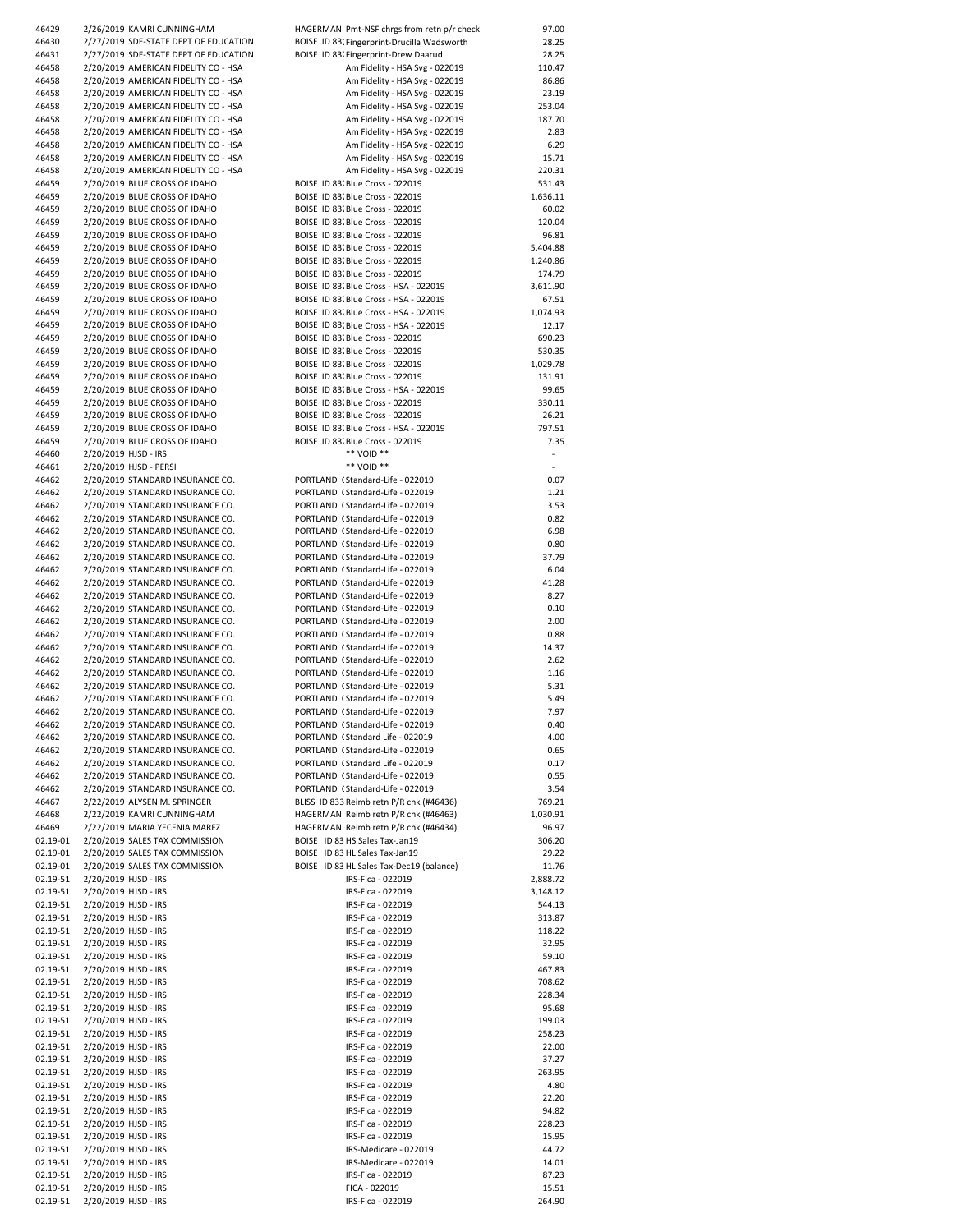| | | | | |
|---|---|---|---|---|
| 46429 | 2/26/2019 KAMRI CUNNINGHAM | HAGERMAN | Pmt-NSF chrgs from retn p/r check | 97.00 |
| 46430 | 2/27/2019 SDE-STATE DEPT OF EDUCATION | BOISE ID 83 | Fingerprint-Drucilla Wadsworth | 28.25 |
| 46431 | 2/27/2019 SDE-STATE DEPT OF EDUCATION | BOISE ID 83 | Fingerprint-Drew Daarud | 28.25 |
| 46458 | 2/20/2019 AMERICAN FIDELITY CO - HSA | | Am Fidelity - HSA Svg - 022019 | 110.47 |
| 46458 | 2/20/2019 AMERICAN FIDELITY CO - HSA | | Am Fidelity - HSA Svg - 022019 | 86.86 |
| 46458 | 2/20/2019 AMERICAN FIDELITY CO - HSA | | Am Fidelity - HSA Svg - 022019 | 23.19 |
| 46458 | 2/20/2019 AMERICAN FIDELITY CO - HSA | | Am Fidelity - HSA Svg - 022019 | 253.04 |
| 46458 | 2/20/2019 AMERICAN FIDELITY CO - HSA | | Am Fidelity - HSA Svg - 022019 | 187.70 |
| 46458 | 2/20/2019 AMERICAN FIDELITY CO - HSA | | Am Fidelity - HSA Svg - 022019 | 2.83 |
| 46458 | 2/20/2019 AMERICAN FIDELITY CO - HSA | | Am Fidelity - HSA Svg - 022019 | 6.29 |
| 46458 | 2/20/2019 AMERICAN FIDELITY CO - HSA | | Am Fidelity - HSA Svg - 022019 | 15.71 |
| 46458 | 2/20/2019 AMERICAN FIDELITY CO - HSA | | Am Fidelity - HSA Svg - 022019 | 220.31 |
| 46459 | 2/20/2019 BLUE CROSS OF IDAHO | BOISE ID 83 | Blue Cross - 022019 | 531.43 |
| 46459 | 2/20/2019 BLUE CROSS OF IDAHO | BOISE ID 83 | Blue Cross - 022019 | 1,636.11 |
| 46459 | 2/20/2019 BLUE CROSS OF IDAHO | BOISE ID 83 | Blue Cross - 022019 | 60.02 |
| 46459 | 2/20/2019 BLUE CROSS OF IDAHO | BOISE ID 83 | Blue Cross - 022019 | 120.04 |
| 46459 | 2/20/2019 BLUE CROSS OF IDAHO | BOISE ID 83 | Blue Cross - 022019 | 96.81 |
| 46459 | 2/20/2019 BLUE CROSS OF IDAHO | BOISE ID 83 | Blue Cross - 022019 | 5,404.88 |
| 46459 | 2/20/2019 BLUE CROSS OF IDAHO | BOISE ID 83 | Blue Cross - 022019 | 1,240.86 |
| 46459 | 2/20/2019 BLUE CROSS OF IDAHO | BOISE ID 83 | Blue Cross - 022019 | 174.79 |
| 46459 | 2/20/2019 BLUE CROSS OF IDAHO | BOISE ID 83 | Blue Cross - HSA - 022019 | 3,611.90 |
| 46459 | 2/20/2019 BLUE CROSS OF IDAHO | BOISE ID 83 | Blue Cross - HSA - 022019 | 67.51 |
| 46459 | 2/20/2019 BLUE CROSS OF IDAHO | BOISE ID 83 | Blue Cross - HSA - 022019 | 1,074.93 |
| 46459 | 2/20/2019 BLUE CROSS OF IDAHO | BOISE ID 83 | Blue Cross - HSA - 022019 | 12.17 |
| 46459 | 2/20/2019 BLUE CROSS OF IDAHO | BOISE ID 83 | Blue Cross - 022019 | 690.23 |
| 46459 | 2/20/2019 BLUE CROSS OF IDAHO | BOISE ID 83 | Blue Cross - 022019 | 530.35 |
| 46459 | 2/20/2019 BLUE CROSS OF IDAHO | BOISE ID 83 | Blue Cross - 022019 | 1,029.78 |
| 46459 | 2/20/2019 BLUE CROSS OF IDAHO | BOISE ID 83 | Blue Cross - 022019 | 131.91 |
| 46459 | 2/20/2019 BLUE CROSS OF IDAHO | BOISE ID 83 | Blue Cross - HSA - 022019 | 99.65 |
| 46459 | 2/20/2019 BLUE CROSS OF IDAHO | BOISE ID 83 | Blue Cross - 022019 | 330.11 |
| 46459 | 2/20/2019 BLUE CROSS OF IDAHO | BOISE ID 83 | Blue Cross - 022019 | 26.21 |
| 46459 | 2/20/2019 BLUE CROSS OF IDAHO | BOISE ID 83 | Blue Cross - HSA - 022019 | 797.51 |
| 46459 | 2/20/2019 BLUE CROSS OF IDAHO | BOISE ID 83 | Blue Cross - 022019 | 7.35 |
| 46460 | 2/20/2019 HJSD - IRS | | ** VOID ** | - |
| 46461 | 2/20/2019 HJSD - PERSI | | ** VOID ** | - |
| 46462 | 2/20/2019 STANDARD INSURANCE CO. | PORTLAND ( | Standard-Life - 022019 | 0.07 |
| 46462 | 2/20/2019 STANDARD INSURANCE CO. | PORTLAND ( | Standard-Life - 022019 | 1.21 |
| 46462 | 2/20/2019 STANDARD INSURANCE CO. | PORTLAND ( | Standard-Life - 022019 | 3.53 |
| 46462 | 2/20/2019 STANDARD INSURANCE CO. | PORTLAND ( | Standard-Life - 022019 | 0.82 |
| 46462 | 2/20/2019 STANDARD INSURANCE CO. | PORTLAND ( | Standard-Life - 022019 | 6.98 |
| 46462 | 2/20/2019 STANDARD INSURANCE CO. | PORTLAND ( | Standard-Life - 022019 | 0.80 |
| 46462 | 2/20/2019 STANDARD INSURANCE CO. | PORTLAND ( | Standard-Life - 022019 | 37.79 |
| 46462 | 2/20/2019 STANDARD INSURANCE CO. | PORTLAND ( | Standard-Life - 022019 | 6.04 |
| 46462 | 2/20/2019 STANDARD INSURANCE CO. | PORTLAND ( | Standard-Life - 022019 | 41.28 |
| 46462 | 2/20/2019 STANDARD INSURANCE CO. | PORTLAND ( | Standard-Life - 022019 | 8.27 |
| 46462 | 2/20/2019 STANDARD INSURANCE CO. | PORTLAND ( | Standard-Life - 022019 | 0.10 |
| 46462 | 2/20/2019 STANDARD INSURANCE CO. | PORTLAND ( | Standard-Life - 022019 | 2.00 |
| 46462 | 2/20/2019 STANDARD INSURANCE CO. | PORTLAND ( | Standard-Life - 022019 | 0.88 |
| 46462 | 2/20/2019 STANDARD INSURANCE CO. | PORTLAND ( | Standard-Life - 022019 | 14.37 |
| 46462 | 2/20/2019 STANDARD INSURANCE CO. | PORTLAND ( | Standard-Life - 022019 | 2.62 |
| 46462 | 2/20/2019 STANDARD INSURANCE CO. | PORTLAND ( | Standard-Life - 022019 | 1.16 |
| 46462 | 2/20/2019 STANDARD INSURANCE CO. | PORTLAND ( | Standard-Life - 022019 | 5.31 |
| 46462 | 2/20/2019 STANDARD INSURANCE CO. | PORTLAND ( | Standard-Life - 022019 | 5.49 |
| 46462 | 2/20/2019 STANDARD INSURANCE CO. | PORTLAND ( | Standard-Life - 022019 | 7.97 |
| 46462 | 2/20/2019 STANDARD INSURANCE CO. | PORTLAND ( | Standard-Life - 022019 | 0.40 |
| 46462 | 2/20/2019 STANDARD INSURANCE CO. | PORTLAND ( | Standard Life - 022019 | 4.00 |
| 46462 | 2/20/2019 STANDARD INSURANCE CO. | PORTLAND ( | Standard-Life - 022019 | 0.65 |
| 46462 | 2/20/2019 STANDARD INSURANCE CO. | PORTLAND ( | Standard Life - 022019 | 0.17 |
| 46462 | 2/20/2019 STANDARD INSURANCE CO. | PORTLAND ( | Standard-Life - 022019 | 0.55 |
| 46462 | 2/20/2019 STANDARD INSURANCE CO. | PORTLAND ( | Standard-Life - 022019 | 3.54 |
| 46467 | 2/22/2019 ALYSEN M. SPRINGER | BLISS ID 833 | Reimb retn P/R chk (#46436) | 769.21 |
| 46468 | 2/22/2019 KAMRI CUNNINGHAM | HAGERMAN | Reimb retn P/R chk (#46463) | 1,030.91 |
| 46469 | 2/22/2019 MARIA YECENIA MAREZ | HAGERMAN | Reimb retn P/R chk (#46434) | 96.97 |
| 02.19-01 | 2/20/2019 SALES TAX COMMISSION | BOISE ID 83 | HS Sales Tax-Jan19 | 306.20 |
| 02.19-01 | 2/20/2019 SALES TAX COMMISSION | BOISE ID 83 | HL Sales Tax-Jan19 | 29.22 |
| 02.19-01 | 2/20/2019 SALES TAX COMMISSION | BOISE ID 83 | HL Sales Tax-Dec19 (balance) | 11.76 |
| 02.19-51 | 2/20/2019 HJSD - IRS | | IRS-Fica - 022019 | 2,888.72 |
| 02.19-51 | 2/20/2019 HJSD - IRS | | IRS-Fica - 022019 | 3,148.12 |
| 02.19-51 | 2/20/2019 HJSD - IRS | | IRS-Fica - 022019 | 544.13 |
| 02.19-51 | 2/20/2019 HJSD - IRS | | IRS-Fica - 022019 | 313.87 |
| 02.19-51 | 2/20/2019 HJSD - IRS | | IRS-Fica - 022019 | 118.22 |
| 02.19-51 | 2/20/2019 HJSD - IRS | | IRS-Fica - 022019 | 32.95 |
| 02.19-51 | 2/20/2019 HJSD - IRS | | IRS-Fica - 022019 | 59.10 |
| 02.19-51 | 2/20/2019 HJSD - IRS | | IRS-Fica - 022019 | 467.83 |
| 02.19-51 | 2/20/2019 HJSD - IRS | | IRS-Fica - 022019 | 708.62 |
| 02.19-51 | 2/20/2019 HJSD - IRS | | IRS-Fica - 022019 | 228.34 |
| 02.19-51 | 2/20/2019 HJSD - IRS | | IRS-Fica - 022019 | 95.68 |
| 02.19-51 | 2/20/2019 HJSD - IRS | | IRS-Fica - 022019 | 199.03 |
| 02.19-51 | 2/20/2019 HJSD - IRS | | IRS-Fica - 022019 | 258.23 |
| 02.19-51 | 2/20/2019 HJSD - IRS | | IRS-Fica - 022019 | 22.00 |
| 02.19-51 | 2/20/2019 HJSD - IRS | | IRS-Fica - 022019 | 37.27 |
| 02.19-51 | 2/20/2019 HJSD - IRS | | IRS-Fica - 022019 | 263.95 |
| 02.19-51 | 2/20/2019 HJSD - IRS | | IRS-Fica - 022019 | 4.80 |
| 02.19-51 | 2/20/2019 HJSD - IRS | | IRS-Fica - 022019 | 22.20 |
| 02.19-51 | 2/20/2019 HJSD - IRS | | IRS-Fica - 022019 | 94.82 |
| 02.19-51 | 2/20/2019 HJSD - IRS | | IRS-Fica - 022019 | 228.23 |
| 02.19-51 | 2/20/2019 HJSD - IRS | | IRS-Fica - 022019 | 15.95 |
| 02.19-51 | 2/20/2019 HJSD - IRS | | IRS-Medicare - 022019 | 44.72 |
| 02.19-51 | 2/20/2019 HJSD - IRS | | IRS-Medicare - 022019 | 14.01 |
| 02.19-51 | 2/20/2019 HJSD - IRS | | IRS-Fica - 022019 | 87.23 |
| 02.19-51 | 2/20/2019 HJSD - IRS | | FICA - 022019 | 15.51 |
| 02.19-51 | 2/20/2019 HJSD - IRS | | IRS-Fica - 022019 | 264.90 |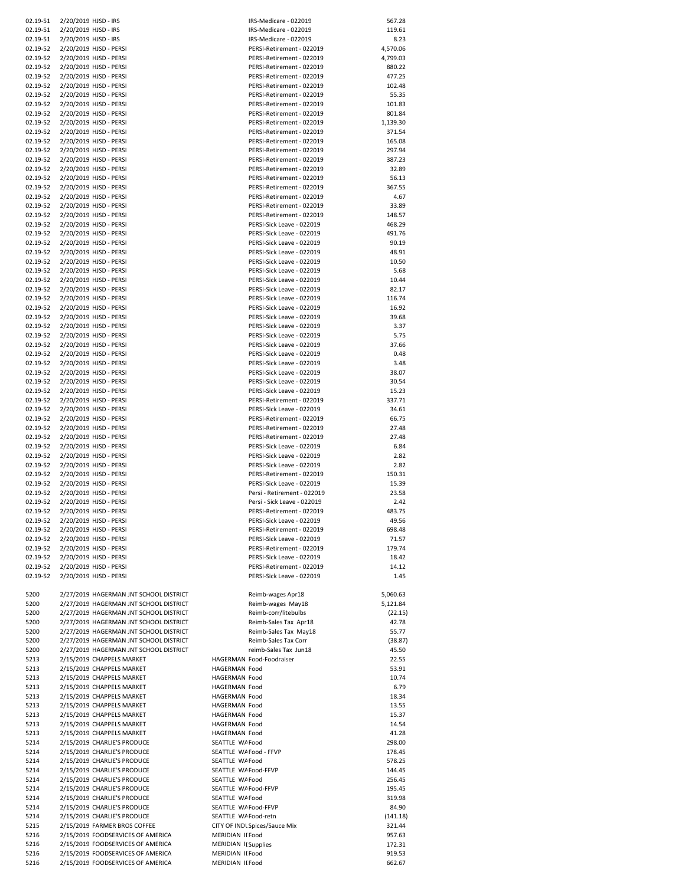| | | | | |
|---|---|---|---|---|
| 02.19-51 | 2/20/2019 HJSD - IRS | | IRS-Medicare - 022019 | 567.28 |
| 02.19-51 | 2/20/2019 HJSD - IRS | | IRS-Medicare - 022019 | 119.61 |
| 02.19-51 | 2/20/2019 HJSD - IRS | | IRS-Medicare - 022019 | 8.23 |
| 02.19-52 | 2/20/2019 HJSD - PERSI | | PERSI-Retirement - 022019 | 4,570.06 |
| 02.19-52 | 2/20/2019 HJSD - PERSI | | PERSI-Retirement - 022019 | 4,799.03 |
| 02.19-52 | 2/20/2019 HJSD - PERSI | | PERSI-Retirement - 022019 | 880.22 |
| 02.19-52 | 2/20/2019 HJSD - PERSI | | PERSI-Retirement - 022019 | 477.25 |
| 02.19-52 | 2/20/2019 HJSD - PERSI | | PERSI-Retirement - 022019 | 102.48 |
| 02.19-52 | 2/20/2019 HJSD - PERSI | | PERSI-Retirement - 022019 | 55.35 |
| 02.19-52 | 2/20/2019 HJSD - PERSI | | PERSI-Retirement - 022019 | 101.83 |
| 02.19-52 | 2/20/2019 HJSD - PERSI | | PERSI-Retirement - 022019 | 801.84 |
| 02.19-52 | 2/20/2019 HJSD - PERSI | | PERSI-Retirement - 022019 | 1,139.30 |
| 02.19-52 | 2/20/2019 HJSD - PERSI | | PERSI-Retirement - 022019 | 371.54 |
| 02.19-52 | 2/20/2019 HJSD - PERSI | | PERSI-Retirement - 022019 | 165.08 |
| 02.19-52 | 2/20/2019 HJSD - PERSI | | PERSI-Retirement - 022019 | 297.94 |
| 02.19-52 | 2/20/2019 HJSD - PERSI | | PERSI-Retirement - 022019 | 387.23 |
| 02.19-52 | 2/20/2019 HJSD - PERSI | | PERSI-Retirement - 022019 | 32.89 |
| 02.19-52 | 2/20/2019 HJSD - PERSI | | PERSI-Retirement - 022019 | 56.13 |
| 02.19-52 | 2/20/2019 HJSD - PERSI | | PERSI-Retirement - 022019 | 367.55 |
| 02.19-52 | 2/20/2019 HJSD - PERSI | | PERSI-Retirement - 022019 | 4.67 |
| 02.19-52 | 2/20/2019 HJSD - PERSI | | PERSI-Retirement - 022019 | 33.89 |
| 02.19-52 | 2/20/2019 HJSD - PERSI | | PERSI-Retirement - 022019 | 148.57 |
| 02.19-52 | 2/20/2019 HJSD - PERSI | | PERSI-Sick Leave - 022019 | 468.29 |
| 02.19-52 | 2/20/2019 HJSD - PERSI | | PERSI-Sick Leave - 022019 | 491.76 |
| 02.19-52 | 2/20/2019 HJSD - PERSI | | PERSI-Sick Leave - 022019 | 90.19 |
| 02.19-52 | 2/20/2019 HJSD - PERSI | | PERSI-Sick Leave - 022019 | 48.91 |
| 02.19-52 | 2/20/2019 HJSD - PERSI | | PERSI-Sick Leave - 022019 | 10.50 |
| 02.19-52 | 2/20/2019 HJSD - PERSI | | PERSI-Sick Leave - 022019 | 5.68 |
| 02.19-52 | 2/20/2019 HJSD - PERSI | | PERSI-Sick Leave - 022019 | 10.44 |
| 02.19-52 | 2/20/2019 HJSD - PERSI | | PERSI-Sick Leave - 022019 | 82.17 |
| 02.19-52 | 2/20/2019 HJSD - PERSI | | PERSI-Sick Leave - 022019 | 116.74 |
| 02.19-52 | 2/20/2019 HJSD - PERSI | | PERSI-Sick Leave - 022019 | 16.92 |
| 02.19-52 | 2/20/2019 HJSD - PERSI | | PERSI-Sick Leave - 022019 | 39.68 |
| 02.19-52 | 2/20/2019 HJSD - PERSI | | PERSI-Sick Leave - 022019 | 3.37 |
| 02.19-52 | 2/20/2019 HJSD - PERSI | | PERSI-Sick Leave - 022019 | 5.75 |
| 02.19-52 | 2/20/2019 HJSD - PERSI | | PERSI-Sick Leave - 022019 | 37.66 |
| 02.19-52 | 2/20/2019 HJSD - PERSI | | PERSI-Sick Leave - 022019 | 0.48 |
| 02.19-52 | 2/20/2019 HJSD - PERSI | | PERSI-Sick Leave - 022019 | 3.48 |
| 02.19-52 | 2/20/2019 HJSD - PERSI | | PERSI-Sick Leave - 022019 | 38.07 |
| 02.19-52 | 2/20/2019 HJSD - PERSI | | PERSI-Sick Leave - 022019 | 30.54 |
| 02.19-52 | 2/20/2019 HJSD - PERSI | | PERSI-Sick Leave - 022019 | 15.23 |
| 02.19-52 | 2/20/2019 HJSD - PERSI | | PERSI-Retirement - 022019 | 337.71 |
| 02.19-52 | 2/20/2019 HJSD - PERSI | | PERSI-Sick Leave - 022019 | 34.61 |
| 02.19-52 | 2/20/2019 HJSD - PERSI | | PERSI-Retirement - 022019 | 66.75 |
| 02.19-52 | 2/20/2019 HJSD - PERSI | | PERSI-Retirement - 022019 | 27.48 |
| 02.19-52 | 2/20/2019 HJSD - PERSI | | PERSI-Retirement - 022019 | 27.48 |
| 02.19-52 | 2/20/2019 HJSD - PERSI | | PERSI-Sick Leave - 022019 | 6.84 |
| 02.19-52 | 2/20/2019 HJSD - PERSI | | PERSI-Sick Leave - 022019 | 2.82 |
| 02.19-52 | 2/20/2019 HJSD - PERSI | | PERSI-Sick Leave - 022019 | 2.82 |
| 02.19-52 | 2/20/2019 HJSD - PERSI | | PERSI-Retirement - 022019 | 150.31 |
| 02.19-52 | 2/20/2019 HJSD - PERSI | | PERSI-Sick Leave - 022019 | 15.39 |
| 02.19-52 | 2/20/2019 HJSD - PERSI | | Persi - Retirement - 022019 | 23.58 |
| 02.19-52 | 2/20/2019 HJSD - PERSI | | Persi - Sick Leave - 022019 | 2.42 |
| 02.19-52 | 2/20/2019 HJSD - PERSI | | PERSI-Retirement - 022019 | 483.75 |
| 02.19-52 | 2/20/2019 HJSD - PERSI | | PERSI-Sick Leave - 022019 | 49.56 |
| 02.19-52 | 2/20/2019 HJSD - PERSI | | PERSI-Retirement - 022019 | 698.48 |
| 02.19-52 | 2/20/2019 HJSD - PERSI | | PERSI-Sick Leave - 022019 | 71.57 |
| 02.19-52 | 2/20/2019 HJSD - PERSI | | PERSI-Retirement - 022019 | 179.74 |
| 02.19-52 | 2/20/2019 HJSD - PERSI | | PERSI-Sick Leave - 022019 | 18.42 |
| 02.19-52 | 2/20/2019 HJSD - PERSI | | PERSI-Retirement - 022019 | 14.12 |
| 02.19-52 | 2/20/2019 HJSD - PERSI | | PERSI-Sick Leave - 022019 | 1.45 |
| 5200 | 2/27/2019 HAGERMAN JNT SCHOOL DISTRICT | | Reimb-wages Apr18 | 5,060.63 |
| 5200 | 2/27/2019 HAGERMAN JNT SCHOOL DISTRICT | | Reimb-wages May18 | 5,121.84 |
| 5200 | 2/27/2019 HAGERMAN JNT SCHOOL DISTRICT | | Reimb-corr/litebulbs | (22.15) |
| 5200 | 2/27/2019 HAGERMAN JNT SCHOOL DISTRICT | | Reimb-Sales Tax Apr18 | 42.78 |
| 5200 | 2/27/2019 HAGERMAN JNT SCHOOL DISTRICT | | Reimb-Sales Tax May18 | 55.77 |
| 5200 | 2/27/2019 HAGERMAN JNT SCHOOL DISTRICT | | Reimb-Sales Tax Corr | (38.87) |
| 5200 | 2/27/2019 HAGERMAN JNT SCHOOL DISTRICT | | reimb-Sales Tax Jun18 | 45.50 |
| 5213 | 2/15/2019 CHAPPELS MARKET | HAGERMAN | Food-Foodraiser | 22.55 |
| 5213 | 2/15/2019 CHAPPELS MARKET | HAGERMAN | Food | 53.91 |
| 5213 | 2/15/2019 CHAPPELS MARKET | HAGERMAN | Food | 10.74 |
| 5213 | 2/15/2019 CHAPPELS MARKET | HAGERMAN | Food | 6.79 |
| 5213 | 2/15/2019 CHAPPELS MARKET | HAGERMAN | Food | 18.34 |
| 5213 | 2/15/2019 CHAPPELS MARKET | HAGERMAN | Food | 13.55 |
| 5213 | 2/15/2019 CHAPPELS MARKET | HAGERMAN | Food | 15.37 |
| 5213 | 2/15/2019 CHAPPELS MARKET | HAGERMAN | Food | 14.54 |
| 5213 | 2/15/2019 CHAPPELS MARKET | HAGERMAN | Food | 41.28 |
| 5214 | 2/15/2019 CHARLIE'S PRODUCE | SEATTLE WA | Food | 298.00 |
| 5214 | 2/15/2019 CHARLIE'S PRODUCE | SEATTLE WA | Food - FFVP | 178.45 |
| 5214 | 2/15/2019 CHARLIE'S PRODUCE | SEATTLE WA | Food | 578.25 |
| 5214 | 2/15/2019 CHARLIE'S PRODUCE | SEATTLE WA | Food-FFVP | 144.45 |
| 5214 | 2/15/2019 CHARLIE'S PRODUCE | SEATTLE WA | Food | 256.45 |
| 5214 | 2/15/2019 CHARLIE'S PRODUCE | SEATTLE WA | Food-FFVP | 195.45 |
| 5214 | 2/15/2019 CHARLIE'S PRODUCE | SEATTLE WA | Food | 319.98 |
| 5214 | 2/15/2019 CHARLIE'S PRODUCE | SEATTLE WA | Food-FFVP | 84.90 |
| 5214 | 2/15/2019 CHARLIE'S PRODUCE | SEATTLE WA | Food-retn | (141.18) |
| 5215 | 2/15/2019 FARMER BROS COFFEE | CITY OF INDU | Spices/Sauce Mix | 321.44 |
| 5216 | 2/15/2019 FOODSERVICES OF AMERICA | MERIDIAN ID | Food | 957.63 |
| 5216 | 2/15/2019 FOODSERVICES OF AMERICA | MERIDIAN ID | Supplies | 172.31 |
| 5216 | 2/15/2019 FOODSERVICES OF AMERICA | MERIDIAN ID | Food | 919.53 |
| 5216 | 2/15/2019 FOODSERVICES OF AMERICA | MERIDIAN ID | Food | 662.67 |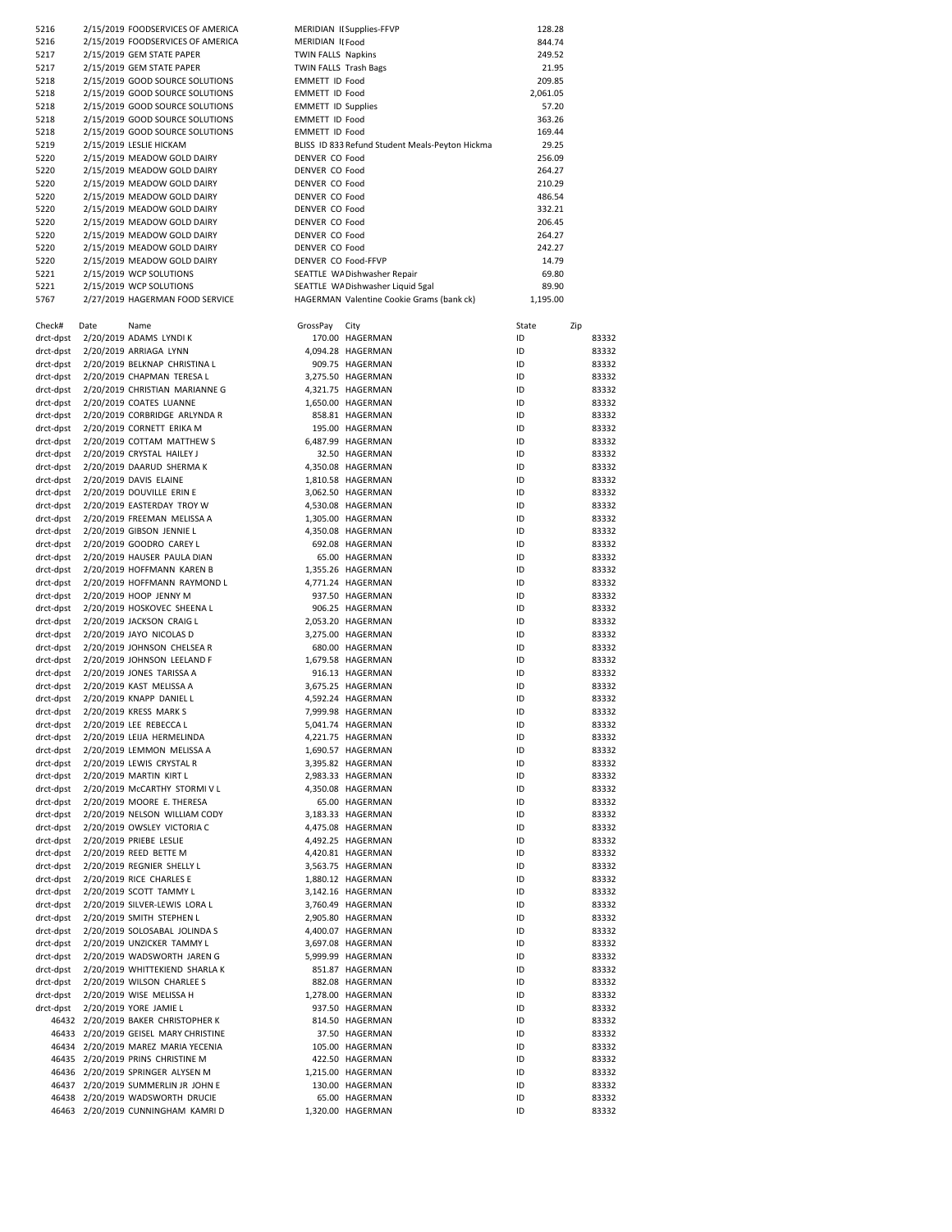| | | | | | |
|---|---|---|---|---|---|
| 5216 | 2/15/2019 | FOODSERVICES OF AMERICA | MERIDIAN I[Supplies-FFVP | | 128.28 |
| 5216 | 2/15/2019 | FOODSERVICES OF AMERICA | MERIDIAN I[Food | | 844.74 |
| 5217 | 2/15/2019 | GEM STATE PAPER | TWIN FALLS | Napkins | 249.52 |
| 5217 | 2/15/2019 | GEM STATE PAPER | TWIN FALLS | Trash Bags | 21.95 |
| 5218 | 2/15/2019 | GOOD SOURCE SOLUTIONS | EMMETT ID | Food | 209.85 |
| 5218 | 2/15/2019 | GOOD SOURCE SOLUTIONS | EMMETT ID | Food | 2,061.05 |
| 5218 | 2/15/2019 | GOOD SOURCE SOLUTIONS | EMMETT ID | Supplies | 57.20 |
| 5218 | 2/15/2019 | GOOD SOURCE SOLUTIONS | EMMETT ID | Food | 363.26 |
| 5218 | 2/15/2019 | GOOD SOURCE SOLUTIONS | EMMETT ID | Food | 169.44 |
| 5219 | 2/15/2019 | LESLIE HICKAM | BLISS ID 833 | Refund Student Meals-Peyton Hickma | 29.25 |
| 5220 | 2/15/2019 | MEADOW GOLD DAIRY | DENVER CO | Food | 256.09 |
| 5220 | 2/15/2019 | MEADOW GOLD DAIRY | DENVER CO | Food | 264.27 |
| 5220 | 2/15/2019 | MEADOW GOLD DAIRY | DENVER CO | Food | 210.29 |
| 5220 | 2/15/2019 | MEADOW GOLD DAIRY | DENVER CO | Food | 486.54 |
| 5220 | 2/15/2019 | MEADOW GOLD DAIRY | DENVER CO | Food | 332.21 |
| 5220 | 2/15/2019 | MEADOW GOLD DAIRY | DENVER CO | Food | 206.45 |
| 5220 | 2/15/2019 | MEADOW GOLD DAIRY | DENVER CO | Food | 264.27 |
| 5220 | 2/15/2019 | MEADOW GOLD DAIRY | DENVER CO | Food | 242.27 |
| 5220 | 2/15/2019 | MEADOW GOLD DAIRY | DENVER CO | Food-FFVP | 14.79 |
| 5221 | 2/15/2019 | WCP SOLUTIONS | SEATTLE WA | Dishwasher Repair | 69.80 |
| 5221 | 2/15/2019 | WCP SOLUTIONS | SEATTLE WA | Dishwasher Liquid 5gal | 89.90 |
| 5767 | 2/27/2019 | HAGERMAN FOOD SERVICE | HAGERMAN | Valentine Cookie Grams (bank ck) | 1,195.00 |

| Check# | Date | Name | GrossPay | City | State | Zip |
|---|---|---|---|---|---|---|
| drct-dpst | 2/20/2019 | ADAMS LYNDI K | 170.00 | HAGERMAN | ID | 83332 |
| drct-dpst | 2/20/2019 | ARRIAGA LYNN | 4,094.28 | HAGERMAN | ID | 83332 |
| drct-dpst | 2/20/2019 | BELKNAP CHRISTINA L | 909.75 | HAGERMAN | ID | 83332 |
| drct-dpst | 2/20/2019 | CHAPMAN TERESA L | 3,275.50 | HAGERMAN | ID | 83332 |
| drct-dpst | 2/20/2019 | CHRISTIAN MARIANNE G | 4,321.75 | HAGERMAN | ID | 83332 |
| drct-dpst | 2/20/2019 | COATES LUANNE | 1,650.00 | HAGERMAN | ID | 83332 |
| drct-dpst | 2/20/2019 | CORBRIDGE ARLYNDA R | 858.81 | HAGERMAN | ID | 83332 |
| drct-dpst | 2/20/2019 | CORNETT ERIKA M | 195.00 | HAGERMAN | ID | 83332 |
| drct-dpst | 2/20/2019 | COTTAM MATTHEW S | 6,487.99 | HAGERMAN | ID | 83332 |
| drct-dpst | 2/20/2019 | CRYSTAL HAILEY J | 32.50 | HAGERMAN | ID | 83332 |
| drct-dpst | 2/20/2019 | DAARUD SHERMA K | 4,350.08 | HAGERMAN | ID | 83332 |
| drct-dpst | 2/20/2019 | DAVIS ELAINE | 1,810.58 | HAGERMAN | ID | 83332 |
| drct-dpst | 2/20/2019 | DOUVILLE ERIN E | 3,062.50 | HAGERMAN | ID | 83332 |
| drct-dpst | 2/20/2019 | EASTERDAY TROY W | 4,530.08 | HAGERMAN | ID | 83332 |
| drct-dpst | 2/20/2019 | FREEMAN MELISSA A | 1,305.00 | HAGERMAN | ID | 83332 |
| drct-dpst | 2/20/2019 | GIBSON JENNIE L | 4,350.08 | HAGERMAN | ID | 83332 |
| drct-dpst | 2/20/2019 | GOODRO CAREY L | 692.08 | HAGERMAN | ID | 83332 |
| drct-dpst | 2/20/2019 | HAUSER PAULA DIAN | 65.00 | HAGERMAN | ID | 83332 |
| drct-dpst | 2/20/2019 | HOFFMANN KAREN B | 1,355.26 | HAGERMAN | ID | 83332 |
| drct-dpst | 2/20/2019 | HOFFMANN RAYMOND L | 4,771.24 | HAGERMAN | ID | 83332 |
| drct-dpst | 2/20/2019 | HOOP JENNY M | 937.50 | HAGERMAN | ID | 83332 |
| drct-dpst | 2/20/2019 | HOSKOVEC SHEENA L | 906.25 | HAGERMAN | ID | 83332 |
| drct-dpst | 2/20/2019 | JACKSON CRAIG L | 2,053.20 | HAGERMAN | ID | 83332 |
| drct-dpst | 2/20/2019 | JAYO NICOLAS D | 3,275.00 | HAGERMAN | ID | 83332 |
| drct-dpst | 2/20/2019 | JOHNSON CHELSEA R | 680.00 | HAGERMAN | ID | 83332 |
| drct-dpst | 2/20/2019 | JOHNSON LEELAND F | 1,679.58 | HAGERMAN | ID | 83332 |
| drct-dpst | 2/20/2019 | JONES TARISSA A | 916.13 | HAGERMAN | ID | 83332 |
| drct-dpst | 2/20/2019 | KAST MELISSA A | 3,675.25 | HAGERMAN | ID | 83332 |
| drct-dpst | 2/20/2019 | KNAPP DANIEL L | 4,592.24 | HAGERMAN | ID | 83332 |
| drct-dpst | 2/20/2019 | KRESS MARK S | 7,999.98 | HAGERMAN | ID | 83332 |
| drct-dpst | 2/20/2019 | LEE REBECCA L | 5,041.74 | HAGERMAN | ID | 83332 |
| drct-dpst | 2/20/2019 | LEIJA HERMELINDA | 4,221.75 | HAGERMAN | ID | 83332 |
| drct-dpst | 2/20/2019 | LEMMON MELISSA A | 1,690.57 | HAGERMAN | ID | 83332 |
| drct-dpst | 2/20/2019 | LEWIS CRYSTAL R | 3,395.82 | HAGERMAN | ID | 83332 |
| drct-dpst | 2/20/2019 | MARTIN KIRT L | 2,983.33 | HAGERMAN | ID | 83332 |
| drct-dpst | 2/20/2019 | McCARTHY STORMI V L | 4,350.08 | HAGERMAN | ID | 83332 |
| drct-dpst | 2/20/2019 | MOORE E. THERESA | 65.00 | HAGERMAN | ID | 83332 |
| drct-dpst | 2/20/2019 | NELSON WILLIAM CODY | 3,183.33 | HAGERMAN | ID | 83332 |
| drct-dpst | 2/20/2019 | OWSLEY VICTORIA C | 4,475.08 | HAGERMAN | ID | 83332 |
| drct-dpst | 2/20/2019 | PRIEBE LESLIE | 4,492.25 | HAGERMAN | ID | 83332 |
| drct-dpst | 2/20/2019 | REED BETTE M | 4,420.81 | HAGERMAN | ID | 83332 |
| drct-dpst | 2/20/2019 | REGNIER SHELLY L | 3,563.75 | HAGERMAN | ID | 83332 |
| drct-dpst | 2/20/2019 | RICE CHARLES E | 1,880.12 | HAGERMAN | ID | 83332 |
| drct-dpst | 2/20/2019 | SCOTT TAMMY L | 3,142.16 | HAGERMAN | ID | 83332 |
| drct-dpst | 2/20/2019 | SILVER-LEWIS LORA L | 3,760.49 | HAGERMAN | ID | 83332 |
| drct-dpst | 2/20/2019 | SMITH STEPHEN L | 2,905.80 | HAGERMAN | ID | 83332 |
| drct-dpst | 2/20/2019 | SOLOSABAL JOLINDA S | 4,400.07 | HAGERMAN | ID | 83332 |
| drct-dpst | 2/20/2019 | UNZICKER TAMMY L | 3,697.08 | HAGERMAN | ID | 83332 |
| drct-dpst | 2/20/2019 | WADSWORTH JAREN G | 5,999.99 | HAGERMAN | ID | 83332 |
| drct-dpst | 2/20/2019 | WHITTEKIEND SHARLA K | 851.87 | HAGERMAN | ID | 83332 |
| drct-dpst | 2/20/2019 | WILSON CHARLEE S | 882.08 | HAGERMAN | ID | 83332 |
| drct-dpst | 2/20/2019 | WISE MELISSA H | 1,278.00 | HAGERMAN | ID | 83332 |
| drct-dpst | 2/20/2019 | YORE JAMIE L | 937.50 | HAGERMAN | ID | 83332 |
| 46432 | 2/20/2019 | BAKER CHRISTOPHER K | 814.50 | HAGERMAN | ID | 83332 |
| 46433 | 2/20/2019 | GEISEL MARY CHRISTINE | 37.50 | HAGERMAN | ID | 83332 |
| 46434 | 2/20/2019 | MAREZ MARIA YECENIA | 105.00 | HAGERMAN | ID | 83332 |
| 46435 | 2/20/2019 | PRINS CHRISTINE M | 422.50 | HAGERMAN | ID | 83332 |
| 46436 | 2/20/2019 | SPRINGER ALYSEN M | 1,215.00 | HAGERMAN | ID | 83332 |
| 46437 | 2/20/2019 | SUMMERLIN JR JOHN E | 130.00 | HAGERMAN | ID | 83332 |
| 46438 | 2/20/2019 | WADSWORTH DRUCIE | 65.00 | HAGERMAN | ID | 83332 |
| 46463 | 2/20/2019 | CUNNINGHAM KAMRI D | 1,320.00 | HAGERMAN | ID | 83332 |